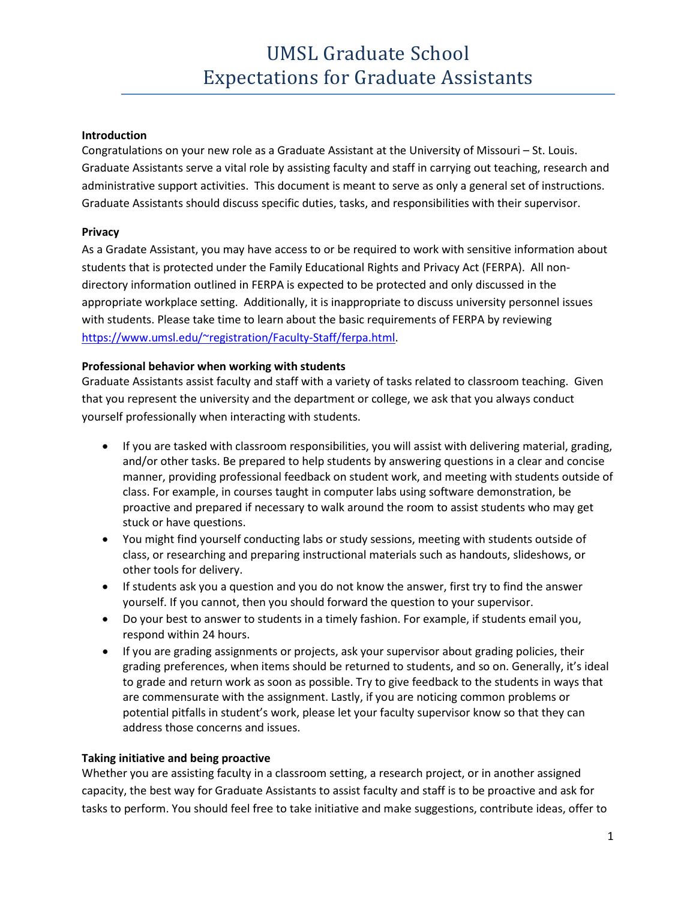# UMSL Graduate School
# Expectations for Graduate Assistants

**Introduction**

Congratulations on your new role as a Graduate Assistant at the University of Missouri – St. Louis. Graduate Assistants serve a vital role by assisting faculty and staff in carrying out teaching, research and administrative support activities. This document is meant to serve as only a general set of instructions. Graduate Assistants should discuss specific duties, tasks, and responsibilities with their supervisor.

**Privacy**

As a Gradate Assistant, you may have access to or be required to work with sensitive information about students that is protected under the Family Educational Rights and Privacy Act (FERPA). All non-directory information outlined in FERPA is expected to be protected and only discussed in the appropriate workplace setting. Additionally, it is inappropriate to discuss university personnel issues with students. Please take time to learn about the basic requirements of FERPA by reviewing https://www.umsl.edu/~registration/Faculty-Staff/ferpa.html.

**Professional behavior when working with students**

Graduate Assistants assist faculty and staff with a variety of tasks related to classroom teaching. Given that you represent the university and the department or college, we ask that you always conduct yourself professionally when interacting with students.

- If you are tasked with classroom responsibilities, you will assist with delivering material, grading, and/or other tasks. Be prepared to help students by answering questions in a clear and concise manner, providing professional feedback on student work, and meeting with students outside of class. For example, in courses taught in computer labs using software demonstration, be proactive and prepared if necessary to walk around the room to assist students who may get stuck or have questions.
- You might find yourself conducting labs or study sessions, meeting with students outside of class, or researching and preparing instructional materials such as handouts, slideshows, or other tools for delivery.
- If students ask you a question and you do not know the answer, first try to find the answer yourself. If you cannot, then you should forward the question to your supervisor.
- Do your best to answer to students in a timely fashion. For example, if students email you, respond within 24 hours.
- If you are grading assignments or projects, ask your supervisor about grading policies, their grading preferences, when items should be returned to students, and so on. Generally, it's ideal to grade and return work as soon as possible. Try to give feedback to the students in ways that are commensurate with the assignment. Lastly, if you are noticing common problems or potential pitfalls in student's work, please let your faculty supervisor know so that they can address those concerns and issues.

**Taking initiative and being proactive**

Whether you are assisting faculty in a classroom setting, a research project, or in another assigned capacity, the best way for Graduate Assistants to assist faculty and staff is to be proactive and ask for tasks to perform. You should feel free to take initiative and make suggestions, contribute ideas, offer to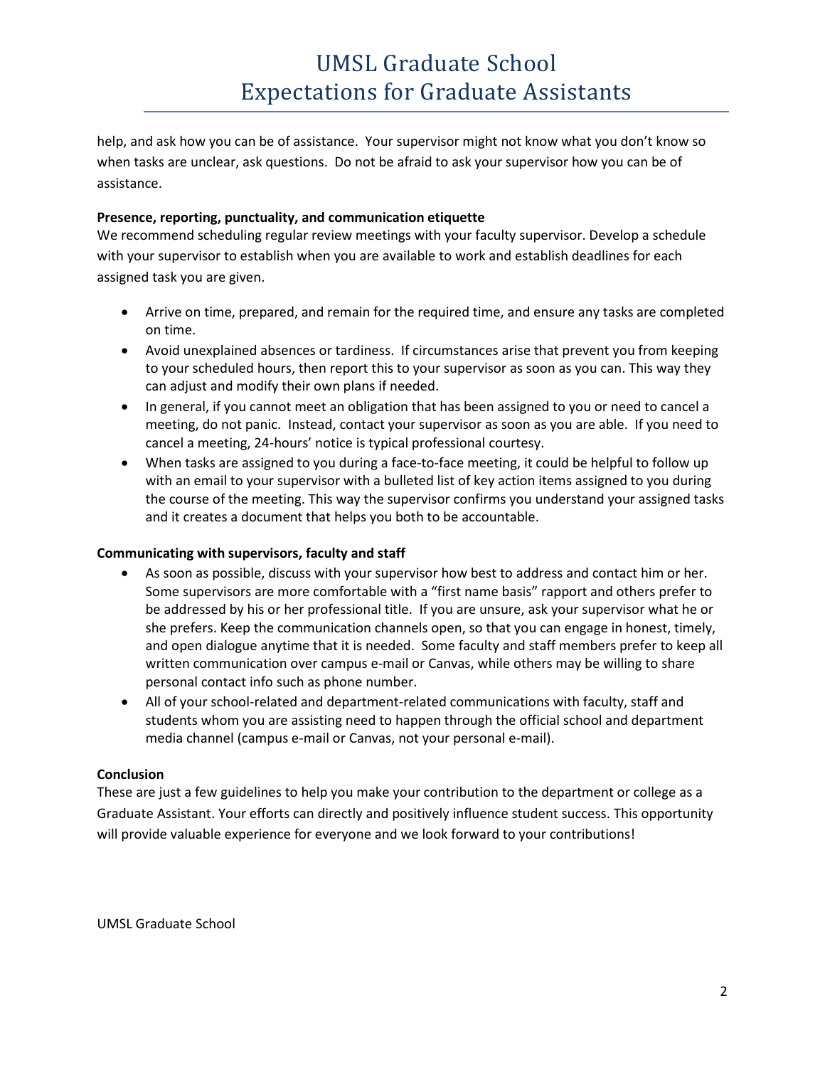help, and ask how you can be of assistance. Your supervisor might not know what you don't know so when tasks are unclear, ask questions. Do not be afraid to ask your supervisor how you can be of assistance.

**Presence, reporting, punctuality, and communication etiquette**

We recommend scheduling regular review meetings with your faculty supervisor. Develop a schedule with your supervisor to establish when you are available to work and establish deadlines for each assigned task you are given.

- Arrive on time, prepared, and remain for the required time, and ensure any tasks are completed on time.
- Avoid unexplained absences or tardiness. If circumstances arise that prevent you from keeping to your scheduled hours, then report this to your supervisor as soon as you can. This way they can adjust and modify their own plans if needed.
- In general, if you cannot meet an obligation that has been assigned to you or need to cancel a meeting, do not panic. Instead, contact your supervisor as soon as you are able. If you need to cancel a meeting, 24-hours' notice is typical professional courtesy.
- When tasks are assigned to you during a face-to-face meeting, it could be helpful to follow up with an email to your supervisor with a bulleted list of key action items assigned to you during the course of the meeting. This way the supervisor confirms you understand your assigned tasks and it creates a document that helps you both to be accountable.

**Communicating with supervisors, faculty and staff**

- As soon as possible, discuss with your supervisor how best to address and contact him or her. Some supervisors are more comfortable with a "first name basis" rapport and others prefer to be addressed by his or her professional title. If you are unsure, ask your supervisor what he or she prefers. Keep the communication channels open, so that you can engage in honest, timely, and open dialogue anytime that it is needed. Some faculty and staff members prefer to keep all written communication over campus e-mail or Canvas, while others may be willing to share personal contact info such as phone number.
- All of your school-related and department-related communications with faculty, staff and students whom you are assisting need to happen through the official school and department media channel (campus e-mail or Canvas, not your personal e-mail).

**Conclusion**

These are just a few guidelines to help you make your contribution to the department or college as a Graduate Assistant. Your efforts can directly and positively influence student success. This opportunity will provide valuable experience for everyone and we look forward to your contributions!

UMSL Graduate School